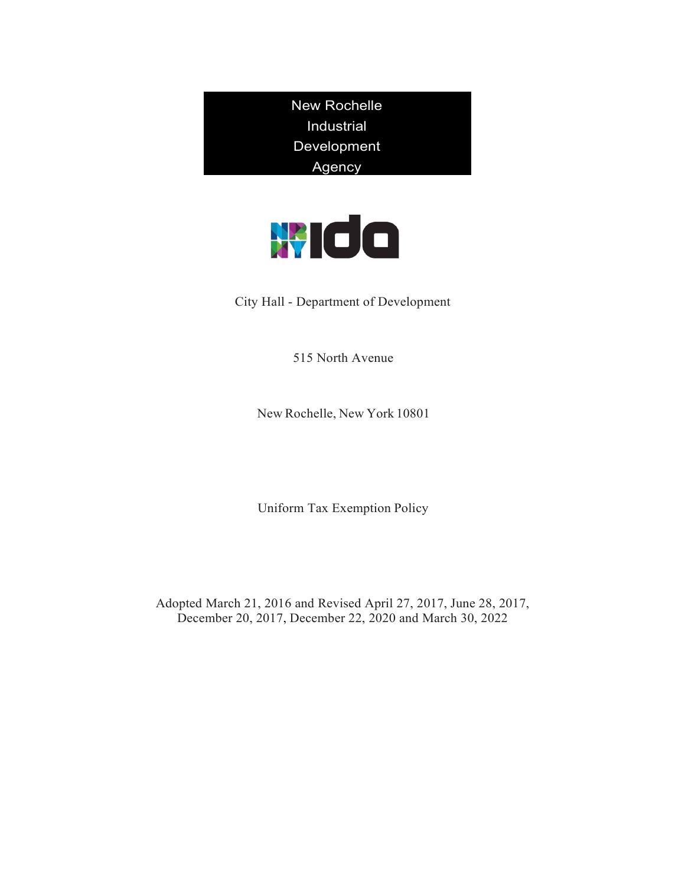# New Rochelle Industrial Development Agency

City Hall - Department of Development

515 North Avenue

New Rochelle, New York 10801

Uniform Tax Exemption Policy

Adopted March 21, 2016 and Revised April 27, 2017, June 28, 2017, December 20, 2017, December 22, 2020 and March 30, 2022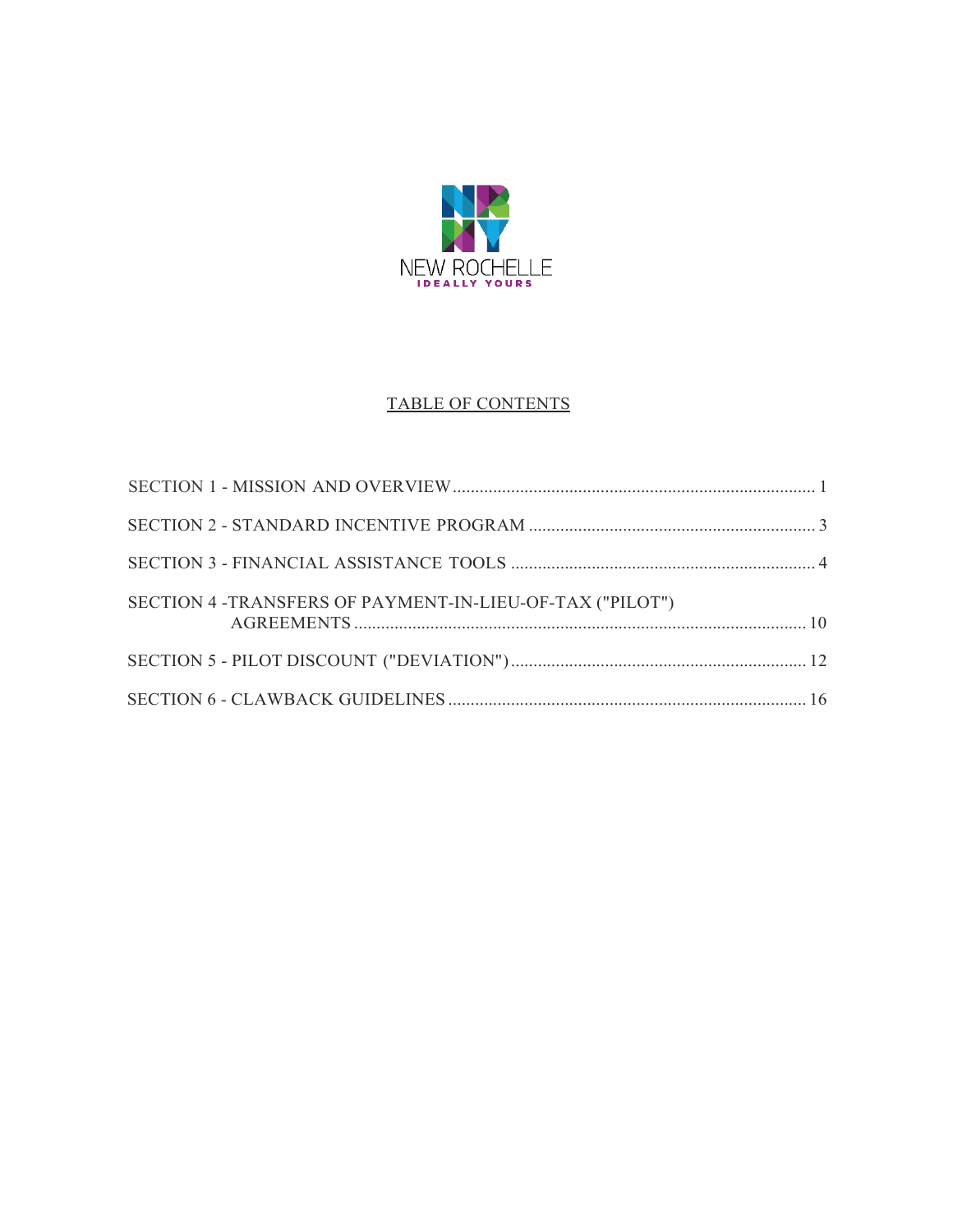NEW ROCHELLE

IDEALLY YOURS

## TABLE OF CONTENTS

SECTION 1 - MISSION AND OVERVIEW ............................................................................... 1

SECTION 2 - STANDARD INCENTIVE PROGRAM ............................................................... 3

SECTION 3 - FINANCIAL ASSISTANCE TOOLS .................................................................. 4

SECTION 4 -TRANSFERS OF PAYMENT-IN-LIEU-OF-TAX ("PILOT") AGREEMENTS ........................................................................................................ 10

SECTION 5 - PILOT DISCOUNT ("DEVIATION") ................................................................ 12

SECTION 6 - CLAWBACK GUIDELINES .............................................................................. 16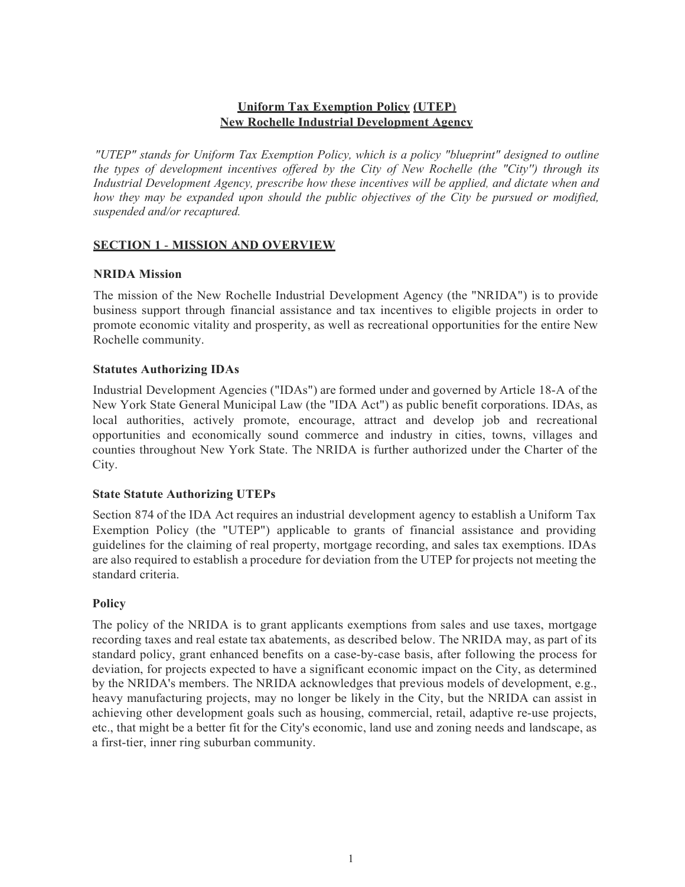# **Uniform Tax Exemption Policy (UTEP)**
# **New Rochelle Industrial Development Agency**

*"UTEP" stands for Uniform Tax Exemption Policy, which is a policy "blueprint" designed to outline the types of development incentives offered by the City of New Rochelle (the "City") through its Industrial Development Agency, prescribe how these incentives will be applied, and dictate when and how they may be expanded upon should the public objectives of the City be pursued or modified, suspended and/or recaptured.*

## **SECTION 1 - MISSION AND OVERVIEW**

### **NRIDA Mission**

The mission of the New Rochelle Industrial Development Agency (the "NRIDA") is to provide business support through financial assistance and tax incentives to eligible projects in order to promote economic vitality and prosperity, as well as recreational opportunities for the entire New Rochelle community.

### **Statutes Authorizing IDAs**

Industrial Development Agencies ("IDAs") are formed under and governed by Article 18-A of the New York State General Municipal Law (the "IDA Act") as public benefit corporations. IDAs, as local authorities, actively promote, encourage, attract and develop job and recreational opportunities and economically sound commerce and industry in cities, towns, villages and counties throughout New York State. The NRIDA is further authorized under the Charter of the City.

### **State Statute Authorizing UTEPs**

Section 874 of the IDA Act requires an industrial development agency to establish a Uniform Tax Exemption Policy (the "UTEP") applicable to grants of financial assistance and providing guidelines for the claiming of real property, mortgage recording, and sales tax exemptions. IDAs are also required to establish a procedure for deviation from the UTEP for projects not meeting the standard criteria.

### **Policy**

The policy of the NRIDA is to grant applicants exemptions from sales and use taxes, mortgage recording taxes and real estate tax abatements, as described below. The NRIDA may, as part of its standard policy, grant enhanced benefits on a case-by-case basis, after following the process for deviation, for projects expected to have a significant economic impact on the City, as determined by the NRIDA's members. The NRIDA acknowledges that previous models of development, e.g., heavy manufacturing projects, may no longer be likely in the City, but the NRIDA can assist in achieving other development goals such as housing, commercial, retail, adaptive re-use projects, etc., that might be a better fit for the City's economic, land use and zoning needs and landscape, as a first-tier, inner ring suburban community.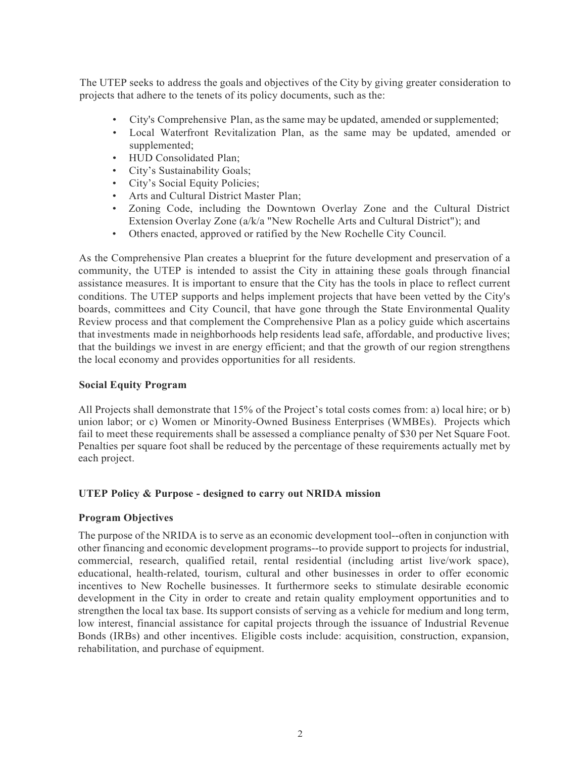The UTEP seeks to address the goals and objectives of the City by giving greater consideration to projects that adhere to the tenets of its policy documents, such as the:

- City's Comprehensive Plan, as the same may be updated, amended or supplemented;
- Local Waterfront Revitalization Plan, as the same may be updated, amended or supplemented;
- HUD Consolidated Plan;
- City's Sustainability Goals;
- City's Social Equity Policies;
- Arts and Cultural District Master Plan;
- Zoning Code, including the Downtown Overlay Zone and the Cultural District Extension Overlay Zone (a/k/a "New Rochelle Arts and Cultural District"); and
- Others enacted, approved or ratified by the New Rochelle City Council.

As the Comprehensive Plan creates a blueprint for the future development and preservation of a community, the UTEP is intended to assist the City in attaining these goals through financial assistance measures. It is important to ensure that the City has the tools in place to reflect current conditions. The UTEP supports and helps implement projects that have been vetted by the City's boards, committees and City Council, that have gone through the State Environmental Quality Review process and that complement the Comprehensive Plan as a policy guide which ascertains that investments made in neighborhoods help residents lead safe, affordable, and productive lives; that the buildings we invest in are energy efficient; and that the growth of our region strengthens the local economy and provides opportunities for all residents.

**Social Equity Program**

All Projects shall demonstrate that 15% of the Project's total costs comes from: a) local hire; or b) union labor; or c) Women or Minority-Owned Business Enterprises (WMBEs). Projects which fail to meet these requirements shall be assessed a compliance penalty of $30 per Net Square Foot. Penalties per square foot shall be reduced by the percentage of these requirements actually met by each project.

**UTEP Policy & Purpose - designed to carry out NRIDA mission**

**Program Objectives**

The purpose of the NRIDA is to serve as an economic development tool--often in conjunction with other financing and economic development programs--to provide support to projects for industrial, commercial, research, qualified retail, rental residential (including artist live/work space), educational, health-related, tourism, cultural and other businesses in order to offer economic incentives to New Rochelle businesses. It furthermore seeks to stimulate desirable economic development in the City in order to create and retain quality employment opportunities and to strengthen the local tax base. Its support consists of serving as a vehicle for medium and long term, low interest, financial assistance for capital projects through the issuance of Industrial Revenue Bonds (IRBs) and other incentives. Eligible costs include: acquisition, construction, expansion, rehabilitation, and purchase of equipment.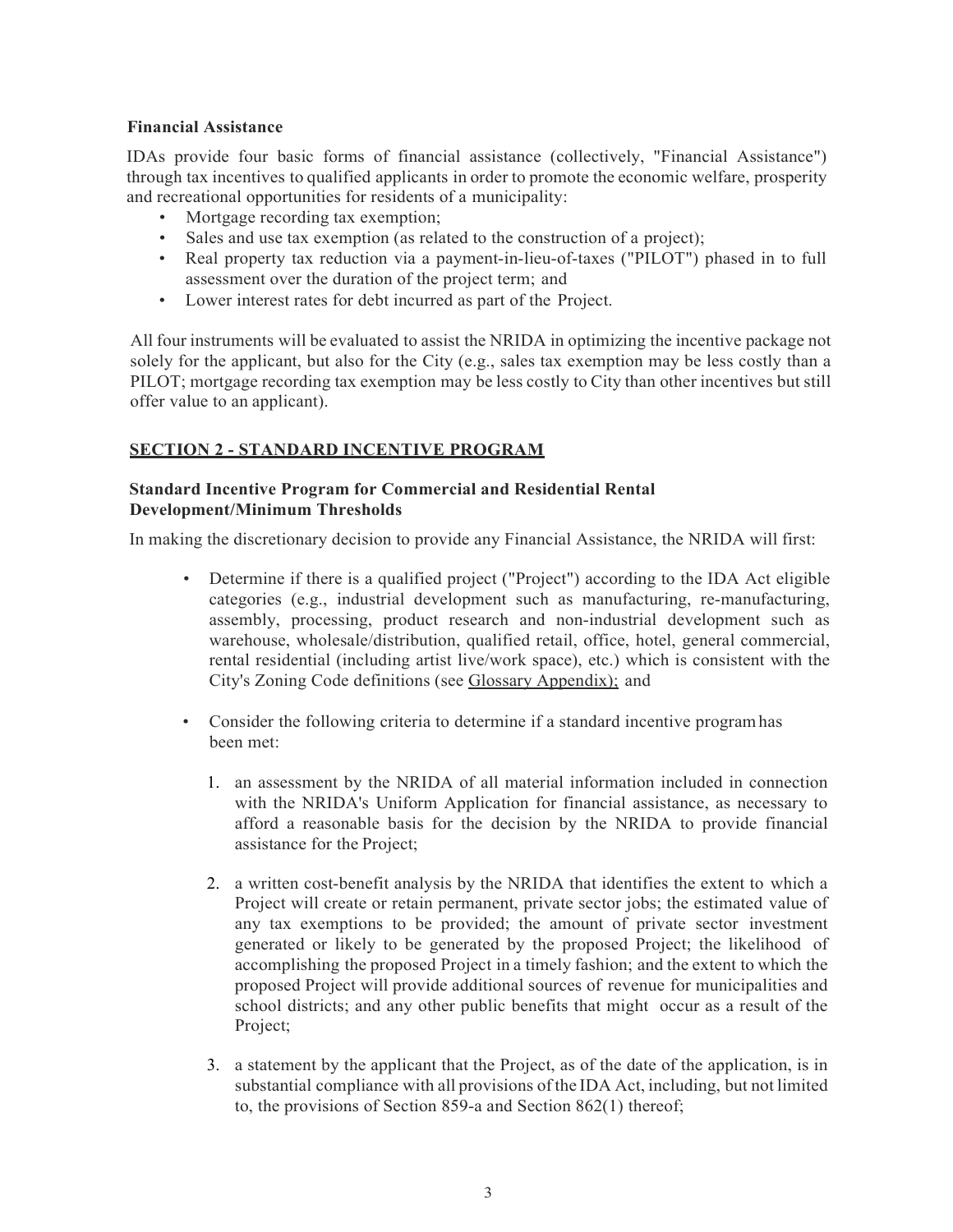**Financial Assistance**

IDAs provide four basic forms of financial assistance (collectively, "Financial Assistance") through tax incentives to qualified applicants in order to promote the economic welfare, prosperity and recreational opportunities for residents of a municipality:

- Mortgage recording tax exemption;
- Sales and use tax exemption (as related to the construction of a project);
- Real property tax reduction via a payment-in-lieu-of-taxes ("PILOT") phased in to full assessment over the duration of the project term; and
- Lower interest rates for debt incurred as part of the Project.

All four instruments will be evaluated to assist the NRIDA in optimizing the incentive package not solely for the applicant, but also for the City (e.g., sales tax exemption may be less costly than a PILOT; mortgage recording tax exemption may be less costly to City than other incentives but still offer value to an applicant).

## SECTION 2 - STANDARD INCENTIVE PROGRAM

**Standard Incentive Program for Commercial and Residential Rental Development/Minimum Thresholds**

In making the discretionary decision to provide any Financial Assistance, the NRIDA will first:

- Determine if there is a qualified project ("Project") according to the IDA Act eligible categories (e.g., industrial development such as manufacturing, re-manufacturing, assembly, processing, product research and non-industrial development such as warehouse, wholesale/distribution, qualified retail, office, hotel, general commercial, rental residential (including artist live/work space), etc.) which is consistent with the City's Zoning Code definitions (see Glossary Appendix); and

- Consider the following criteria to determine if a standard incentive program has been met:

  1. an assessment by the NRIDA of all material information included in connection with the NRIDA's Uniform Application for financial assistance, as necessary to afford a reasonable basis for the decision by the NRIDA to provide financial assistance for the Project;

  2. a written cost-benefit analysis by the NRIDA that identifies the extent to which a Project will create or retain permanent, private sector jobs; the estimated value of any tax exemptions to be provided; the amount of private sector investment generated or likely to be generated by the proposed Project; the likelihood of accomplishing the proposed Project in a timely fashion; and the extent to which the proposed Project will provide additional sources of revenue for municipalities and school districts; and any other public benefits that might occur as a result of the Project;

  3. a statement by the applicant that the Project, as of the date of the application, is in substantial compliance with all provisions of the IDA Act, including, but not limited to, the provisions of Section 859-a and Section 862(1) thereof;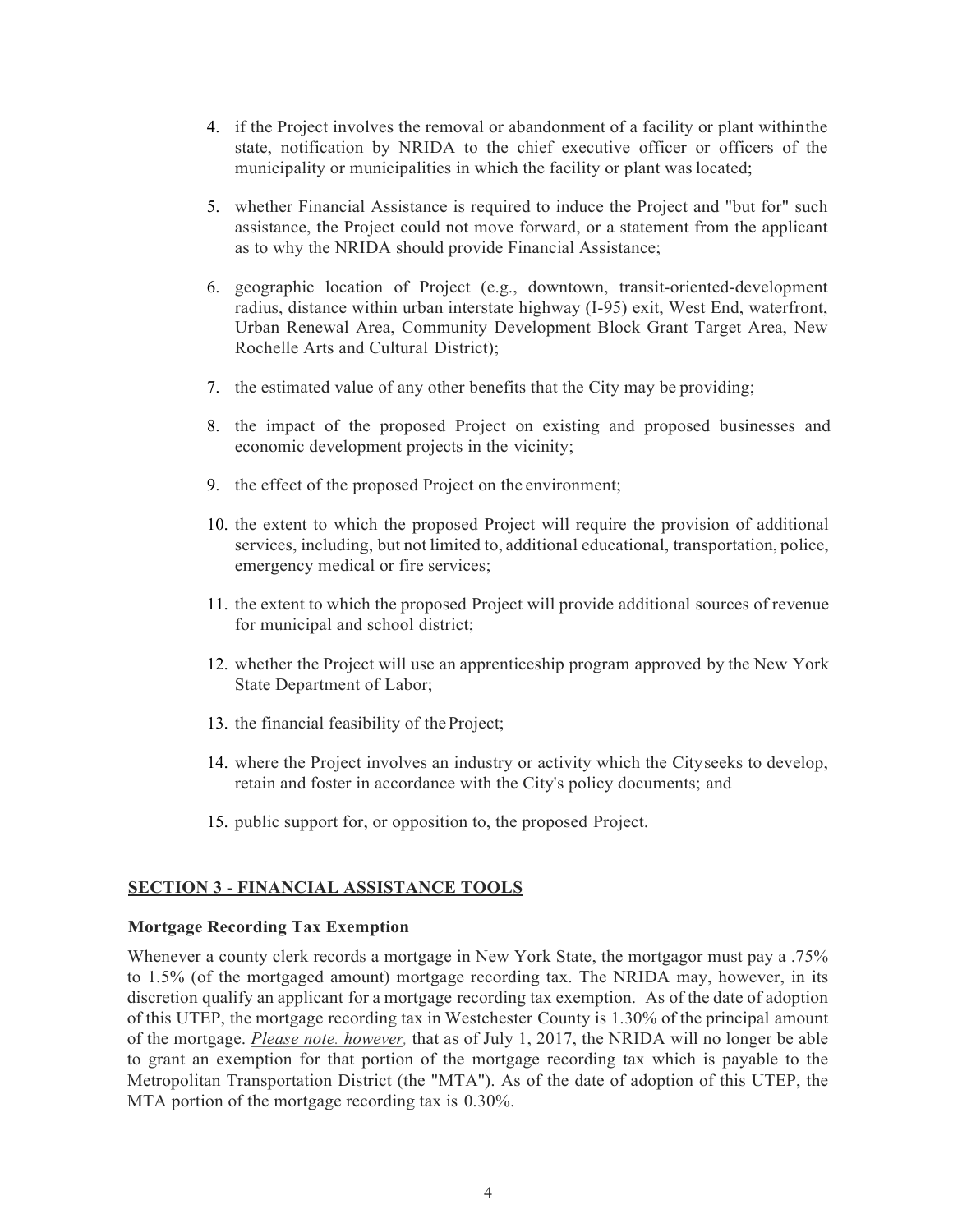4. if the Project involves the removal or abandonment of a facility or plant within the state, notification by NRIDA to the chief executive officer or officers of the municipality or municipalities in which the facility or plant was located;

5. whether Financial Assistance is required to induce the Project and "but for" such assistance, the Project could not move forward, or a statement from the applicant as to why the NRIDA should provide Financial Assistance;

6. geographic location of Project (e.g., downtown, transit-oriented-development radius, distance within urban interstate highway (I-95) exit, West End, waterfront, Urban Renewal Area, Community Development Block Grant Target Area, New Rochelle Arts and Cultural District);

7. the estimated value of any other benefits that the City may be providing;

8. the impact of the proposed Project on existing and proposed businesses and economic development projects in the vicinity;

9. the effect of the proposed Project on the environment;

10. the extent to which the proposed Project will require the provision of additional services, including, but not limited to, additional educational, transportation, police, emergency medical or fire services;

11. the extent to which the proposed Project will provide additional sources of revenue for municipal and school district;

12. whether the Project will use an apprenticeship program approved by the New York State Department of Labor;

13. the financial feasibility of the Project;

14. where the Project involves an industry or activity which the City seeks to develop, retain and foster in accordance with the City's policy documents; and

15. public support for, or opposition to, the proposed Project.

## SECTION 3 - FINANCIAL ASSISTANCE TOOLS

### Mortgage Recording Tax Exemption

Whenever a county clerk records a mortgage in New York State, the mortgagor must pay a .75% to 1.5% (of the mortgaged amount) mortgage recording tax. The NRIDA may, however, in its discretion qualify an applicant for a mortgage recording tax exemption. As of the date of adoption of this UTEP, the mortgage recording tax in Westchester County is 1.30% of the principal amount of the mortgage. ***Please note. however,*** that as of July 1, 2017, the NRIDA will no longer be able to grant an exemption for that portion of the mortgage recording tax which is payable to the Metropolitan Transportation District (the "MTA"). As of the date of adoption of this UTEP, the MTA portion of the mortgage recording tax is 0.30%.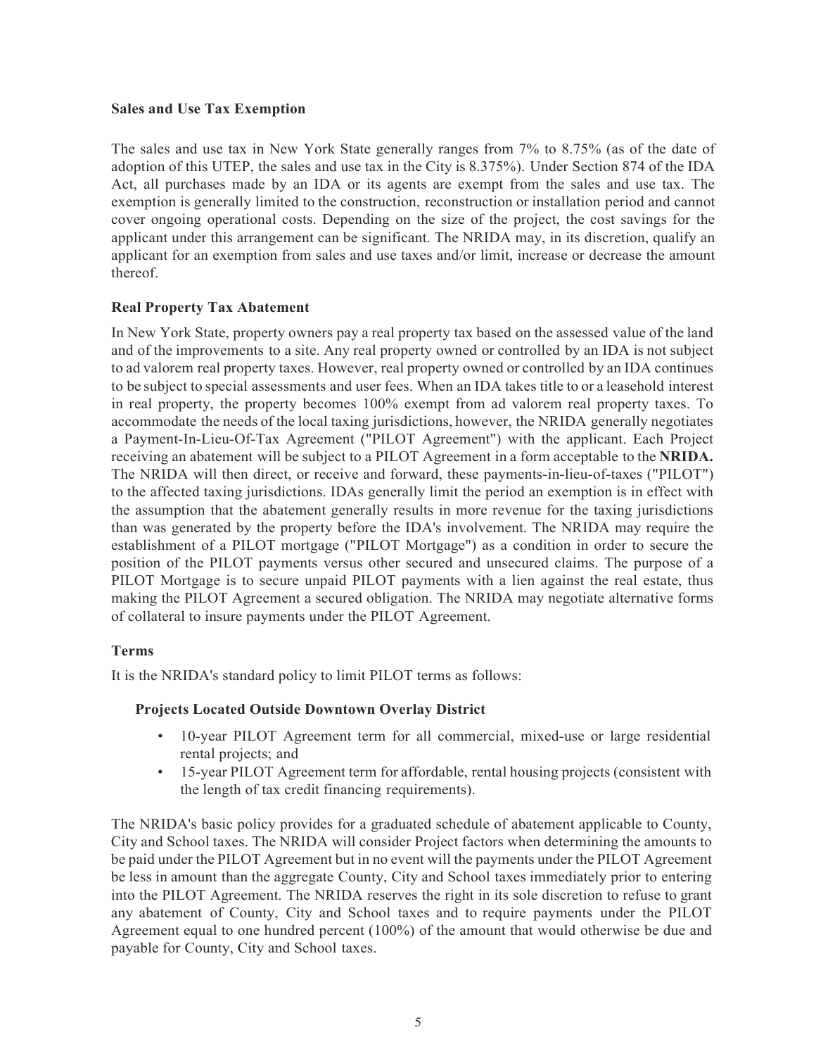**Sales and Use Tax Exemption**

The sales and use tax in New York State generally ranges from 7% to 8.75% (as of the date of adoption of this UTEP, the sales and use tax in the City is 8.375%). Under Section 874 of the IDA Act, all purchases made by an IDA or its agents are exempt from the sales and use tax. The exemption is generally limited to the construction, reconstruction or installation period and cannot cover ongoing operational costs. Depending on the size of the project, the cost savings for the applicant under this arrangement can be significant. The NRIDA may, in its discretion, qualify an applicant for an exemption from sales and use taxes and/or limit, increase or decrease the amount thereof.

**Real Property Tax Abatement**

In New York State, property owners pay a real property tax based on the assessed value of the land and of the improvements to a site. Any real property owned or controlled by an IDA is not subject to ad valorem real property taxes. However, real property owned or controlled by an IDA continues to be subject to special assessments and user fees. When an IDA takes title to or a leasehold interest in real property, the property becomes 100% exempt from ad valorem real property taxes. To accommodate the needs of the local taxing jurisdictions, however, the NRIDA generally negotiates a Payment-In-Lieu-Of-Tax Agreement ("PILOT Agreement") with the applicant. Each Project receiving an abatement will be subject to a PILOT Agreement in a form acceptable to the **NRIDA.** The NRIDA will then direct, or receive and forward, these payments-in-lieu-of-taxes ("PILOT") to the affected taxing jurisdictions. IDAs generally limit the period an exemption is in effect with the assumption that the abatement generally results in more revenue for the taxing jurisdictions than was generated by the property before the IDA's involvement. The NRIDA may require the establishment of a PILOT mortgage ("PILOT Mortgage") as a condition in order to secure the position of the PILOT payments versus other secured and unsecured claims. The purpose of a PILOT Mortgage is to secure unpaid PILOT payments with a lien against the real estate, thus making the PILOT Agreement a secured obligation. The NRIDA may negotiate alternative forms of collateral to insure payments under the PILOT Agreement.

**Terms**

It is the NRIDA's standard policy to limit PILOT terms as follows:

**Projects Located Outside Downtown Overlay District**

- 10-year PILOT Agreement term for all commercial, mixed-use or large residential rental projects; and
- 15-year PILOT Agreement term for affordable, rental housing projects (consistent with the length of tax credit financing requirements).

The NRIDA's basic policy provides for a graduated schedule of abatement applicable to County, City and School taxes. The NRIDA will consider Project factors when determining the amounts to be paid under the PILOT Agreement but in no event will the payments under the PILOT Agreement be less in amount than the aggregate County, City and School taxes immediately prior to entering into the PILOT Agreement. The NRIDA reserves the right in its sole discretion to refuse to grant any abatement of County, City and School taxes and to require payments under the PILOT Agreement equal to one hundred percent (100%) of the amount that would otherwise be due and payable for County, City and School taxes.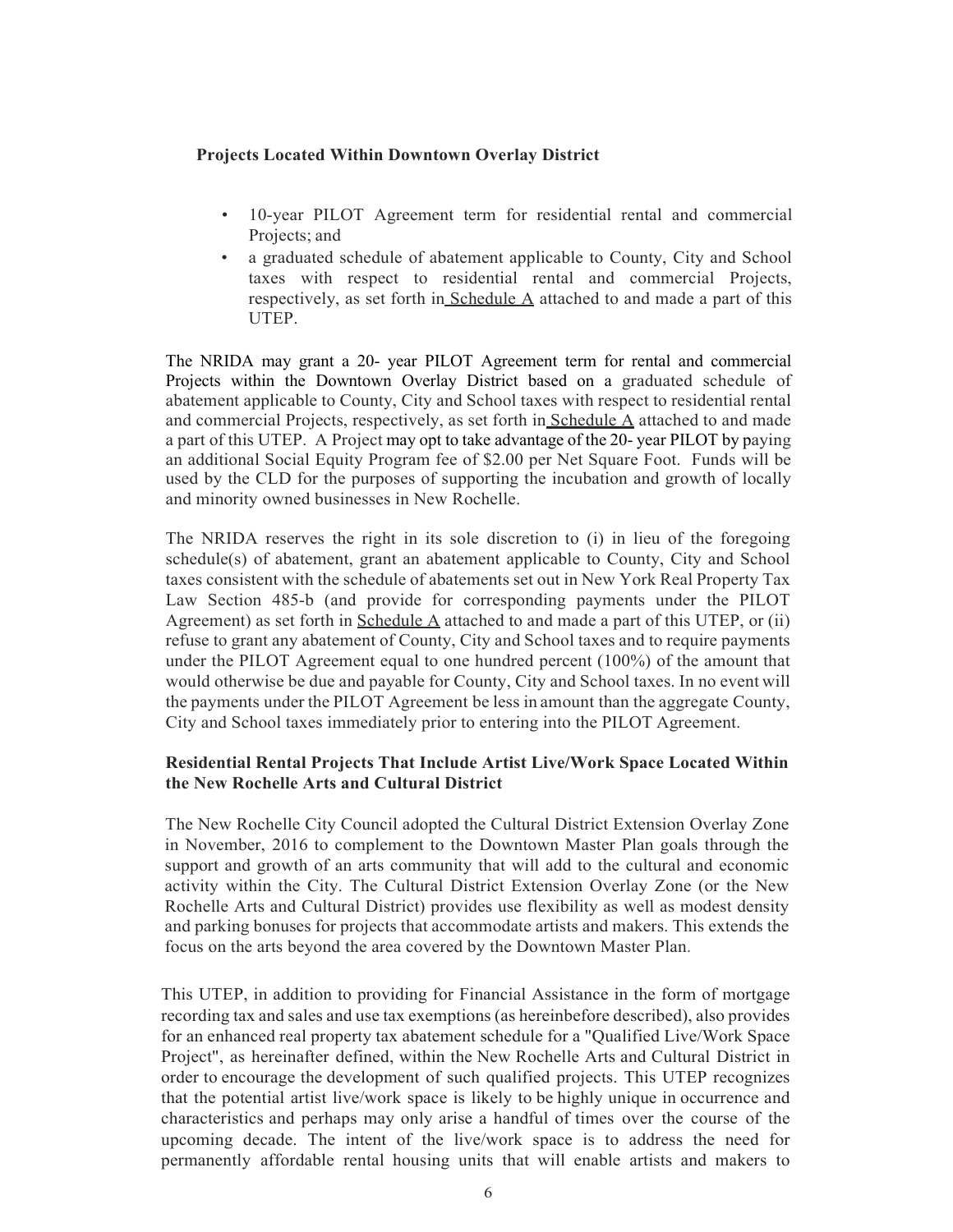**Projects Located Within Downtown Overlay District**

- 10-year PILOT Agreement term for residential rental and commercial Projects; and
- a graduated schedule of abatement applicable to County, City and School taxes with respect to residential rental and commercial Projects, respectively, as set forth in Schedule A attached to and made a part of this UTEP.

The NRIDA may grant a 20- year PILOT Agreement term for rental and commercial Projects within the Downtown Overlay District based on a graduated schedule of abatement applicable to County, City and School taxes with respect to residential rental and commercial Projects, respectively, as set forth in Schedule A attached to and made a part of this UTEP. A Project may opt to take advantage of the 20- year PILOT by paying an additional Social Equity Program fee of $2.00 per Net Square Foot. Funds will be used by the CLD for the purposes of supporting the incubation and growth of locally and minority owned businesses in New Rochelle.

The NRIDA reserves the right in its sole discretion to (i) in lieu of the foregoing schedule(s) of abatement, grant an abatement applicable to County, City and School taxes consistent with the schedule of abatements set out in New York Real Property Tax Law Section 485-b (and provide for corresponding payments under the PILOT Agreement) as set forth in Schedule A attached to and made a part of this UTEP, or (ii) refuse to grant any abatement of County, City and School taxes and to require payments under the PILOT Agreement equal to one hundred percent (100%) of the amount that would otherwise be due and payable for County, City and School taxes. In no event will the payments under the PILOT Agreement be less in amount than the aggregate County, City and School taxes immediately prior to entering into the PILOT Agreement.

**Residential Rental Projects That Include Artist Live/Work Space Located Within the New Rochelle Arts and Cultural District**

The New Rochelle City Council adopted the Cultural District Extension Overlay Zone in November, 2016 to complement to the Downtown Master Plan goals through the support and growth of an arts community that will add to the cultural and economic activity within the City. The Cultural District Extension Overlay Zone (or the New Rochelle Arts and Cultural District) provides use flexibility as well as modest density and parking bonuses for projects that accommodate artists and makers. This extends the focus on the arts beyond the area covered by the Downtown Master Plan.

This UTEP, in addition to providing for Financial Assistance in the form of mortgage recording tax and sales and use tax exemptions (as hereinbefore described), also provides for an enhanced real property tax abatement schedule for a "Qualified Live/Work Space Project", as hereinafter defined, within the New Rochelle Arts and Cultural District in order to encourage the development of such qualified projects. This UTEP recognizes that the potential artist live/work space is likely to be highly unique in occurrence and characteristics and perhaps may only arise a handful of times over the course of the upcoming decade. The intent of the live/work space is to address the need for permanently affordable rental housing units that will enable artists and makers to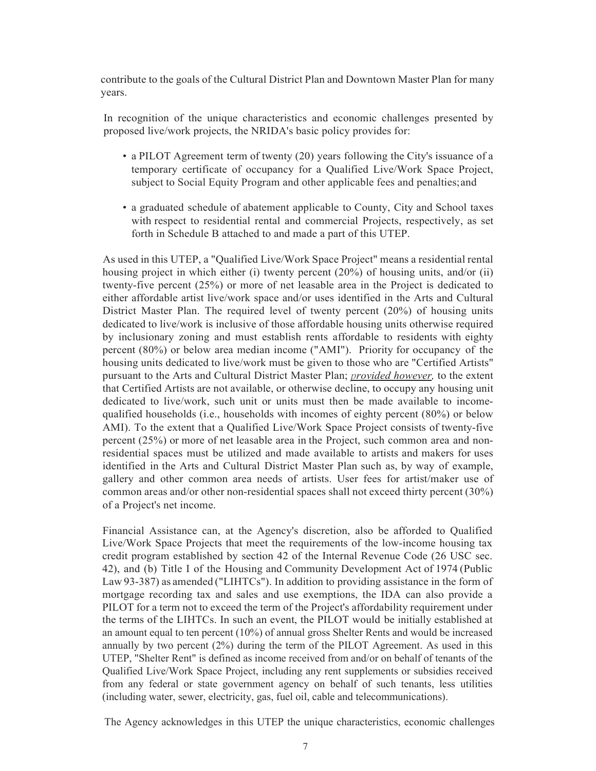contribute to the goals of the Cultural District Plan and Downtown Master Plan for many years.

In recognition of the unique characteristics and economic challenges presented by proposed live/work projects, the NRIDA's basic policy provides for:

- a PILOT Agreement term of twenty (20) years following the City's issuance of a temporary certificate of occupancy for a Qualified Live/Work Space Project, subject to Social Equity Program and other applicable fees and penalties; and
- a graduated schedule of abatement applicable to County, City and School taxes with respect to residential rental and commercial Projects, respectively, as set forth in Schedule B attached to and made a part of this UTEP.

As used in this UTEP, a "Qualified Live/Work Space Project" means a residential rental housing project in which either (i) twenty percent (20%) of housing units, and/or (ii) twenty-five percent (25%) or more of net leasable area in the Project is dedicated to either affordable artist live/work space and/or uses identified in the Arts and Cultural District Master Plan. The required level of twenty percent (20%) of housing units dedicated to live/work is inclusive of those affordable housing units otherwise required by inclusionary zoning and must establish rents affordable to residents with eighty percent (80%) or below area median income ("AMI"). Priority for occupancy of the housing units dedicated to live/work must be given to those who are "Certified Artists" pursuant to the Arts and Cultural District Master Plan; *provided however,* to the extent that Certified Artists are not available, or otherwise decline, to occupy any housing unit dedicated to live/work, such unit or units must then be made available to income-qualified households (i.e., households with incomes of eighty percent (80%) or below AMI). To the extent that a Qualified Live/Work Space Project consists of twenty-five percent (25%) or more of net leasable area in the Project, such common area and non-residential spaces must be utilized and made available to artists and makers for uses identified in the Arts and Cultural District Master Plan such as, by way of example, gallery and other common area needs of artists. User fees for artist/maker use of common areas and/or other non-residential spaces shall not exceed thirty percent (30%) of a Project's net income.

Financial Assistance can, at the Agency's discretion, also be afforded to Qualified Live/Work Space Projects that meet the requirements of the low-income housing tax credit program established by section 42 of the Internal Revenue Code (26 USC sec. 42), and (b) Title I of the Housing and Community Development Act of 1974 (Public Law 93-387) as amended ("LIHTCs"). In addition to providing assistance in the form of mortgage recording tax and sales and use exemptions, the IDA can also provide a PILOT for a term not to exceed the term of the Project's affordability requirement under the terms of the LIHTCs. In such an event, the PILOT would be initially established at an amount equal to ten percent (10%) of annual gross Shelter Rents and would be increased annually by two percent (2%) during the term of the PILOT Agreement. As used in this UTEP, "Shelter Rent" is defined as income received from and/or on behalf of tenants of the Qualified Live/Work Space Project, including any rent supplements or subsidies received from any federal or state government agency on behalf of such tenants, less utilities (including water, sewer, electricity, gas, fuel oil, cable and telecommunications).

The Agency acknowledges in this UTEP the unique characteristics, economic challenges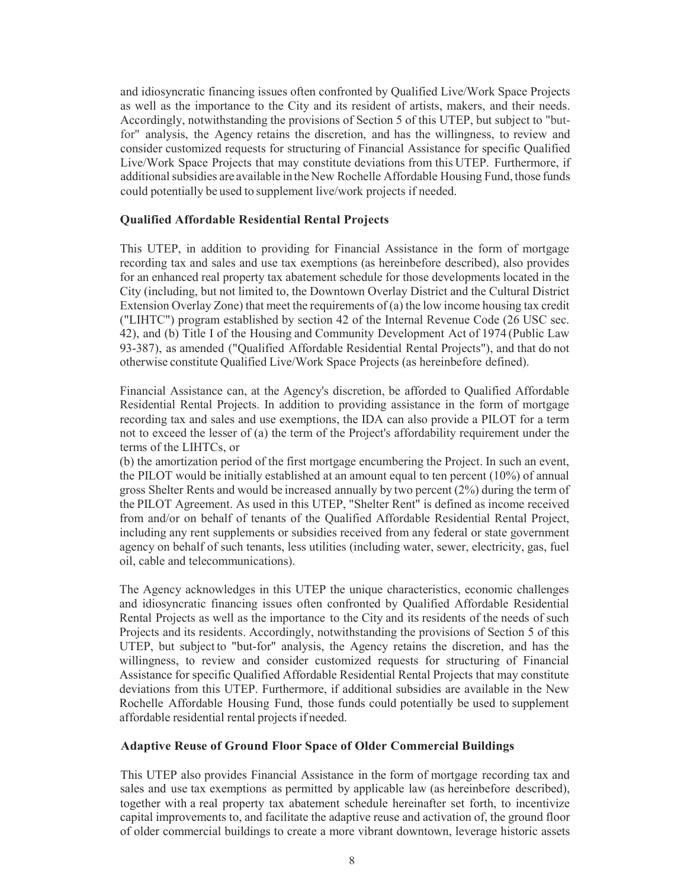and idiosyncratic financing issues often confronted by Qualified Live/Work Space Projects as well as the importance to the City and its resident of artists, makers, and their needs. Accordingly, notwithstanding the provisions of Section 5 of this UTEP, but subject to "but-for" analysis, the Agency retains the discretion, and has the willingness, to review and consider customized requests for structuring of Financial Assistance for specific Qualified Live/Work Space Projects that may constitute deviations from this UTEP. Furthermore, if additional subsidies are available in the New Rochelle Affordable Housing Fund, those funds could potentially be used to supplement live/work projects if needed.

**Qualified Affordable Residential Rental Projects**

This UTEP, in addition to providing for Financial Assistance in the form of mortgage recording tax and sales and use tax exemptions (as hereinbefore described), also provides for an enhanced real property tax abatement schedule for those developments located in the City (including, but not limited to, the Downtown Overlay District and the Cultural District Extension Overlay Zone) that meet the requirements of (a) the low income housing tax credit ("LIHTC") program established by section 42 of the Internal Revenue Code (26 USC sec. 42), and (b) Title I of the Housing and Community Development Act of 1974 (Public Law 93-387), as amended ("Qualified Affordable Residential Rental Projects"), and that do not otherwise constitute Qualified Live/Work Space Projects (as hereinbefore defined).

Financial Assistance can, at the Agency's discretion, be afforded to Qualified Affordable Residential Rental Projects. In addition to providing assistance in the form of mortgage recording tax and sales and use exemptions, the IDA can also provide a PILOT for a term not to exceed the lesser of (a) the term of the Project's affordability requirement under the terms of the LIHTCs, or

(b) the amortization period of the first mortgage encumbering the Project. In such an event, the PILOT would be initially established at an amount equal to ten percent (10%) of annual gross Shelter Rents and would be increased annually by two percent (2%) during the term of the PILOT Agreement. As used in this UTEP, "Shelter Rent" is defined as income received from and/or on behalf of tenants of the Qualified Affordable Residential Rental Project, including any rent supplements or subsidies received from any federal or state government agency on behalf of such tenants, less utilities (including water, sewer, electricity, gas, fuel oil, cable and telecommunications).

The Agency acknowledges in this UTEP the unique characteristics, economic challenges and idiosyncratic financing issues often confronted by Qualified Affordable Residential Rental Projects as well as the importance to the City and its residents of the needs of such Projects and its residents. Accordingly, notwithstanding the provisions of Section 5 of this UTEP, but subject to "but-for" analysis, the Agency retains the discretion, and has the willingness, to review and consider customized requests for structuring of Financial Assistance for specific Qualified Affordable Residential Rental Projects that may constitute deviations from this UTEP. Furthermore, if additional subsidies are available in the New Rochelle Affordable Housing Fund, those funds could potentially be used to supplement affordable residential rental projects if needed.

**Adaptive Reuse of Ground Floor Space of Older Commercial Buildings**

This UTEP also provides Financial Assistance in the form of mortgage recording tax and sales and use tax exemptions as permitted by applicable law (as hereinbefore described), together with a real property tax abatement schedule hereinafter set forth, to incentivize capital improvements to, and facilitate the adaptive reuse and activation of, the ground floor of older commercial buildings to create a more vibrant downtown, leverage historic assets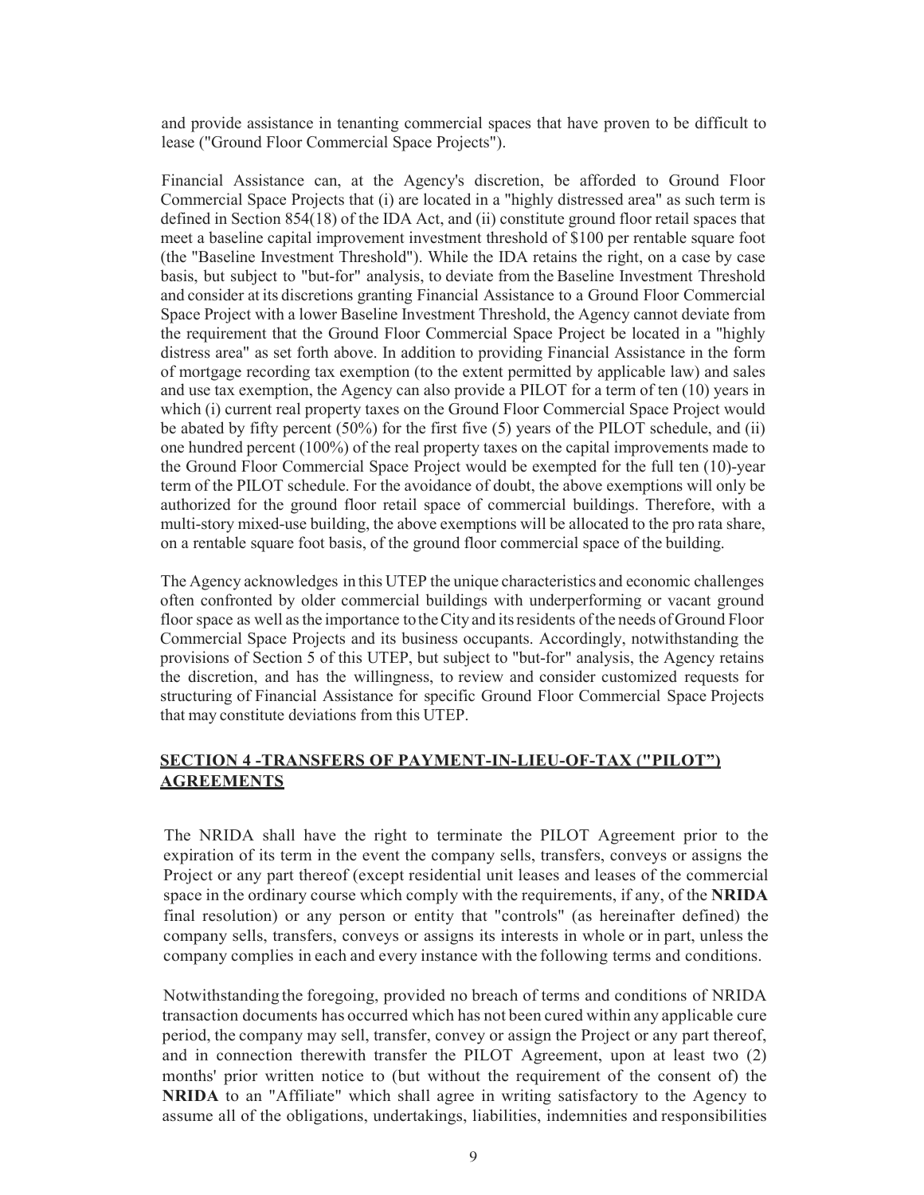and provide assistance in tenanting commercial spaces that have proven to be difficult to lease ("Ground Floor Commercial Space Projects").

Financial Assistance can, at the Agency's discretion, be afforded to Ground Floor Commercial Space Projects that (i) are located in a "highly distressed area" as such term is defined in Section 854(18) of the IDA Act, and (ii) constitute ground floor retail spaces that meet a baseline capital improvement investment threshold of $100 per rentable square foot (the "Baseline Investment Threshold"). While the IDA retains the right, on a case by case basis, but subject to "but-for" analysis, to deviate from the Baseline Investment Threshold and consider at its discretions granting Financial Assistance to a Ground Floor Commercial Space Project with a lower Baseline Investment Threshold, the Agency cannot deviate from the requirement that the Ground Floor Commercial Space Project be located in a "highly distress area" as set forth above. In addition to providing Financial Assistance in the form of mortgage recording tax exemption (to the extent permitted by applicable law) and sales and use tax exemption, the Agency can also provide a PILOT for a term of ten (10) years in which (i) current real property taxes on the Ground Floor Commercial Space Project would be abated by fifty percent (50%) for the first five (5) years of the PILOT schedule, and (ii) one hundred percent (100%) of the real property taxes on the capital improvements made to the Ground Floor Commercial Space Project would be exempted for the full ten (10)-year term of the PILOT schedule. For the avoidance of doubt, the above exemptions will only be authorized for the ground floor retail space of commercial buildings. Therefore, with a multi-story mixed-use building, the above exemptions will be allocated to the pro rata share, on a rentable square foot basis, of the ground floor commercial space of the building.

The Agency acknowledges in this UTEP the unique characteristics and economic challenges often confronted by older commercial buildings with underperforming or vacant ground floor space as well as the importance to the City and its residents of the needs of Ground Floor Commercial Space Projects and its business occupants. Accordingly, notwithstanding the provisions of Section 5 of this UTEP, but subject to "but-for" analysis, the Agency retains the discretion, and has the willingness, to review and consider customized requests for structuring of Financial Assistance for specific Ground Floor Commercial Space Projects that may constitute deviations from this UTEP.

## SECTION 4 -TRANSFERS OF PAYMENT-IN-LIEU-OF-TAX ("PILOT") AGREEMENTS

The NRIDA shall have the right to terminate the PILOT Agreement prior to the expiration of its term in the event the company sells, transfers, conveys or assigns the Project or any part thereof (except residential unit leases and leases of the commercial space in the ordinary course which comply with the requirements, if any, of the **NRIDA** final resolution) or any person or entity that "controls" (as hereinafter defined) the company sells, transfers, conveys or assigns its interests in whole or in part, unless the company complies in each and every instance with the following terms and conditions.

Notwithstanding the foregoing, provided no breach of terms and conditions of NRIDA transaction documents has occurred which has not been cured within any applicable cure period, the company may sell, transfer, convey or assign the Project or any part thereof, and in connection therewith transfer the PILOT Agreement, upon at least two (2) months' prior written notice to (but without the requirement of the consent of) the **NRIDA** to an "Affiliate" which shall agree in writing satisfactory to the Agency to assume all of the obligations, undertakings, liabilities, indemnities and responsibilities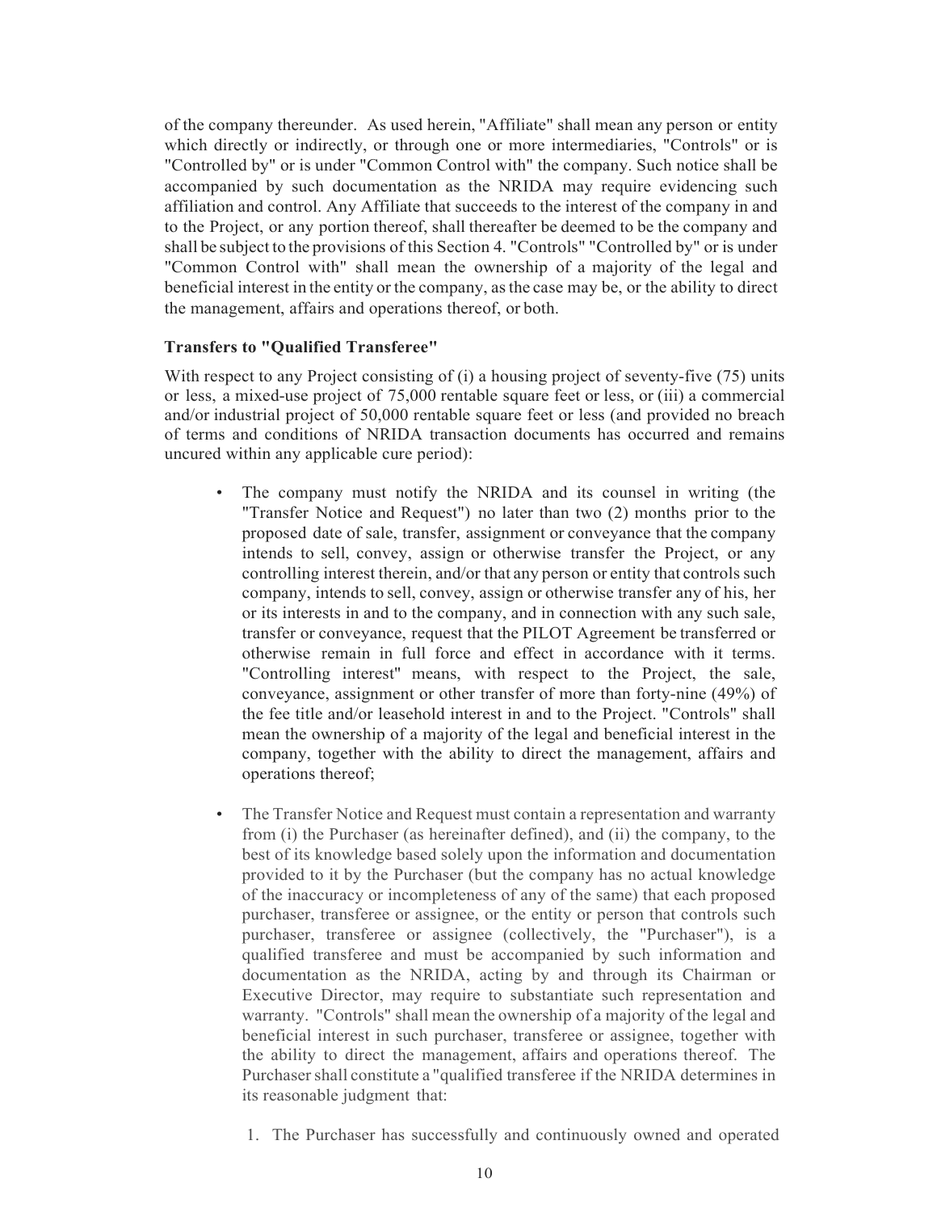of the company thereunder. As used herein, "Affiliate" shall mean any person or entity which directly or indirectly, or through one or more intermediaries, "Controls" or is "Controlled by" or is under "Common Control with" the company. Such notice shall be accompanied by such documentation as the NRIDA may require evidencing such affiliation and control. Any Affiliate that succeeds to the interest of the company in and to the Project, or any portion thereof, shall thereafter be deemed to be the company and shall be subject to the provisions of this Section 4. "Controls" "Controlled by" or is under "Common Control with" shall mean the ownership of a majority of the legal and beneficial interest in the entity or the company, as the case may be, or the ability to direct the management, affairs and operations thereof, or both.

**Transfers to "Qualified Transferee"**

With respect to any Project consisting of (i) a housing project of seventy-five (75) units or less, a mixed-use project of 75,000 rentable square feet or less, or (iii) a commercial and/or industrial project of 50,000 rentable square feet or less (and provided no breach of terms and conditions of NRIDA transaction documents has occurred and remains uncured within any applicable cure period):

- The company must notify the NRIDA and its counsel in writing (the "Transfer Notice and Request") no later than two (2) months prior to the proposed date of sale, transfer, assignment or conveyance that the company intends to sell, convey, assign or otherwise transfer the Project, or any controlling interest therein, and/or that any person or entity that controls such company, intends to sell, convey, assign or otherwise transfer any of his, her or its interests in and to the company, and in connection with any such sale, transfer or conveyance, request that the PILOT Agreement be transferred or otherwise remain in full force and effect in accordance with it terms. "Controlling interest" means, with respect to the Project, the sale, conveyance, assignment or other transfer of more than forty-nine (49%) of the fee title and/or leasehold interest in and to the Project. "Controls" shall mean the ownership of a majority of the legal and beneficial interest in the company, together with the ability to direct the management, affairs and operations thereof;

- The Transfer Notice and Request must contain a representation and warranty from (i) the Purchaser (as hereinafter defined), and (ii) the company, to the best of its knowledge based solely upon the information and documentation provided to it by the Purchaser (but the company has no actual knowledge of the inaccuracy or incompleteness of any of the same) that each proposed purchaser, transferee or assignee, or the entity or person that controls such purchaser, transferee or assignee (collectively, the "Purchaser"), is a qualified transferee and must be accompanied by such information and documentation as the NRIDA, acting by and through its Chairman or Executive Director, may require to substantiate such representation and warranty. "Controls" shall mean the ownership of a majority of the legal and beneficial interest in such purchaser, transferee or assignee, together with the ability to direct the management, affairs and operations thereof. The Purchaser shall constitute a "qualified transferee if the NRIDA determines in its reasonable judgment that:

  1. The Purchaser has successfully and continuously owned and operated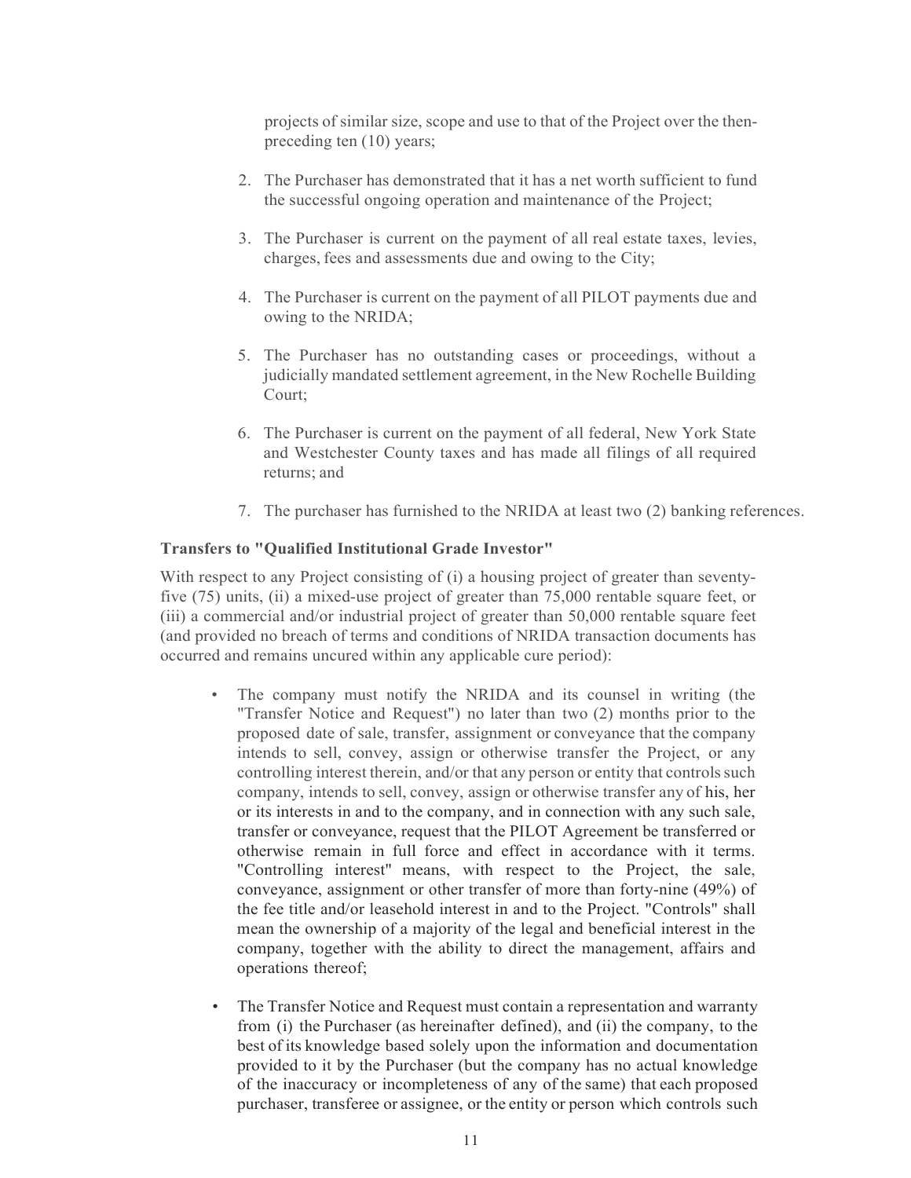projects of similar size, scope and use to that of the Project over the then-preceding ten (10) years;

2. The Purchaser has demonstrated that it has a net worth sufficient to fund the successful ongoing operation and maintenance of the Project;

3. The Purchaser is current on the payment of all real estate taxes, levies, charges, fees and assessments due and owing to the City;

4. The Purchaser is current on the payment of all PILOT payments due and owing to the NRIDA;

5. The Purchaser has no outstanding cases or proceedings, without a judicially mandated settlement agreement, in the New Rochelle Building Court;

6. The Purchaser is current on the payment of all federal, New York State and Westchester County taxes and has made all filings of all required returns; and

7. The purchaser has furnished to the NRIDA at least two (2) banking references.

**Transfers to "Qualified Institutional Grade Investor"**

With respect to any Project consisting of (i) a housing project of greater than seventy-five (75) units, (ii) a mixed-use project of greater than 75,000 rentable square feet, or (iii) a commercial and/or industrial project of greater than 50,000 rentable square feet (and provided no breach of terms and conditions of NRIDA transaction documents has occurred and remains uncured within any applicable cure period):

- The company must notify the NRIDA and its counsel in writing (the "Transfer Notice and Request") no later than two (2) months prior to the proposed date of sale, transfer, assignment or conveyance that the company intends to sell, convey, assign or otherwise transfer the Project, or any controlling interest therein, and/or that any person or entity that controls such company, intends to sell, convey, assign or otherwise transfer any of his, her or its interests in and to the company, and in connection with any such sale, transfer or conveyance, request that the PILOT Agreement be transferred or otherwise remain in full force and effect in accordance with it terms. "Controlling interest" means, with respect to the Project, the sale, conveyance, assignment or other transfer of more than forty-nine (49%) of the fee title and/or leasehold interest in and to the Project. "Controls" shall mean the ownership of a majority of the legal and beneficial interest in the company, together with the ability to direct the management, affairs and operations thereof;

- The Transfer Notice and Request must contain a representation and warranty from (i) the Purchaser (as hereinafter defined), and (ii) the company, to the best of its knowledge based solely upon the information and documentation provided to it by the Purchaser (but the company has no actual knowledge of the inaccuracy or incompleteness of any of the same) that each proposed purchaser, transferee or assignee, or the entity or person which controls such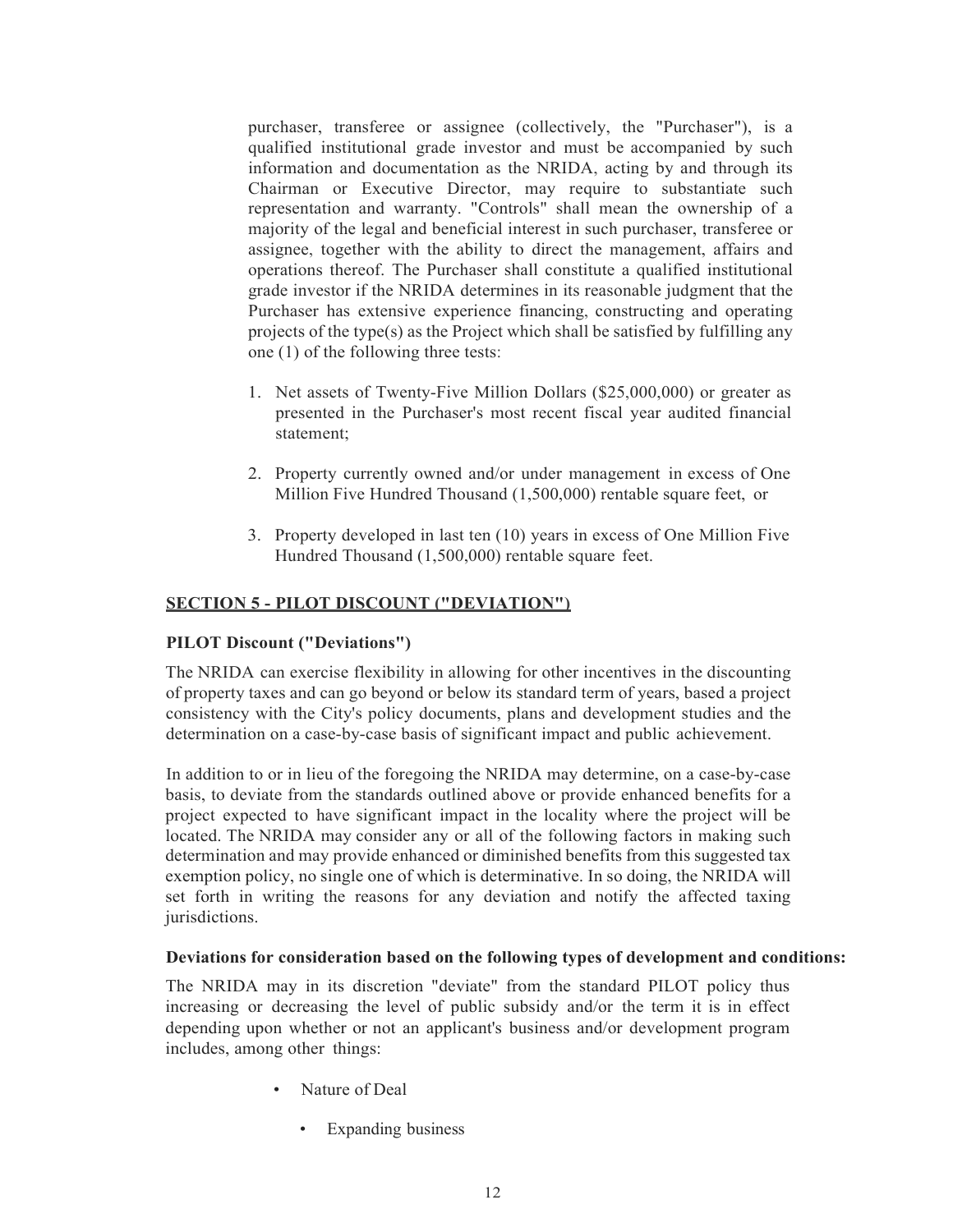purchaser, transferee or assignee (collectively, the "Purchaser"), is a qualified institutional grade investor and must be accompanied by such information and documentation as the NRIDA, acting by and through its Chairman or Executive Director, may require to substantiate such representation and warranty. "Controls" shall mean the ownership of a majority of the legal and beneficial interest in such purchaser, transferee or assignee, together with the ability to direct the management, affairs and operations thereof. The Purchaser shall constitute a qualified institutional grade investor if the NRIDA determines in its reasonable judgment that the Purchaser has extensive experience financing, constructing and operating projects of the type(s) as the Project which shall be satisfied by fulfilling any one (1) of the following three tests:

1. Net assets of Twenty-Five Million Dollars ($25,000,000) or greater as presented in the Purchaser's most recent fiscal year audited financial statement;

2. Property currently owned and/or under management in excess of One Million Five Hundred Thousand (1,500,000) rentable square feet, or

3. Property developed in last ten (10) years in excess of One Million Five Hundred Thousand (1,500,000) rentable square feet.

## SECTION 5 - PILOT DISCOUNT ("DEVIATION")

### PILOT Discount ("Deviations")

The NRIDA can exercise flexibility in allowing for other incentives in the discounting of property taxes and can go beyond or below its standard term of years, based a project consistency with the City's policy documents, plans and development studies and the determination on a case-by-case basis of significant impact and public achievement.

In addition to or in lieu of the foregoing the NRIDA may determine, on a case-by-case basis, to deviate from the standards outlined above or provide enhanced benefits for a project expected to have significant impact in the locality where the project will be located. The NRIDA may consider any or all of the following factors in making such determination and may provide enhanced or diminished benefits from this suggested tax exemption policy, no single one of which is determinative. In so doing, the NRIDA will set forth in writing the reasons for any deviation and notify the affected taxing jurisdictions.

### Deviations for consideration based on the following types of development and conditions:

The NRIDA may in its discretion "deviate" from the standard PILOT policy thus increasing or decreasing the level of public subsidy and/or the term it is in effect depending upon whether or not an applicant's business and/or development program includes, among other things:

- Nature of Deal
  - Expanding business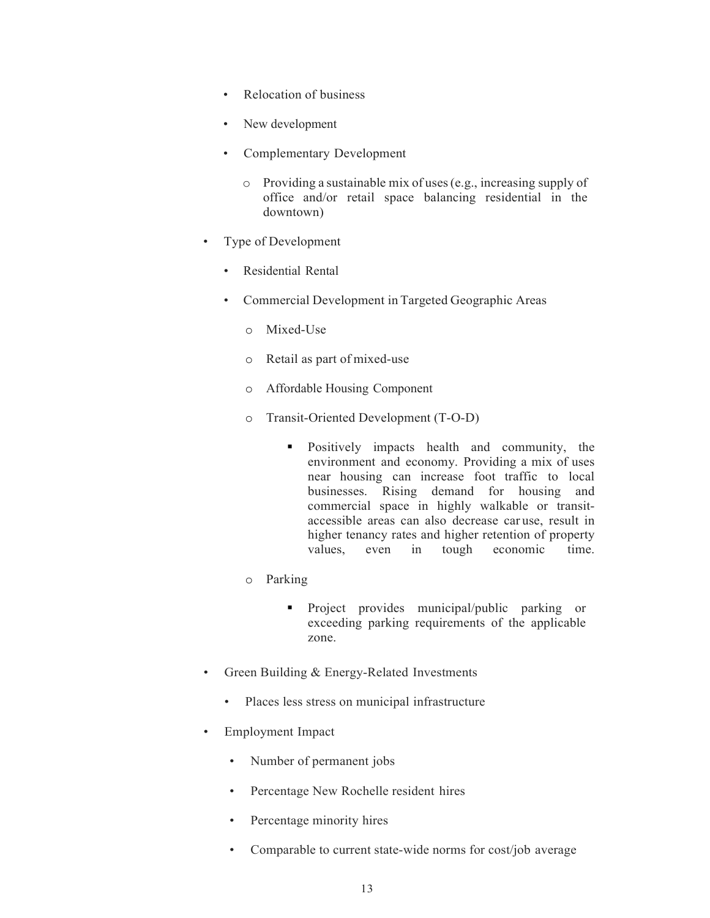- Relocation of business
    - New development
    - Complementary Development
        - Providing a sustainable mix of uses (e.g., increasing supply of office and/or retail space balancing residential in the downtown)

- Type of Development
    - Residential Rental
    - Commercial Development in Targeted Geographic Areas
        - Mixed-Use
        - Retail as part of mixed-use
        - Affordable Housing Component
        - Transit-Oriented Development (T-O-D)
            - Positively impacts health and community, the environment and economy. Providing a mix of uses near housing can increase foot traffic to local businesses. Rising demand for housing and commercial space in highly walkable or transit-accessible areas can also decrease car use, result in higher tenancy rates and higher retention of property values, even in tough economic time.
        - Parking
            - Project provides municipal/public parking or exceeding parking requirements of the applicable zone.

- Green Building & Energy-Related Investments
    - Places less stress on municipal infrastructure

- Employment Impact
    - Number of permanent jobs
    - Percentage New Rochelle resident hires
    - Percentage minority hires
    - Comparable to current state-wide norms for cost/job average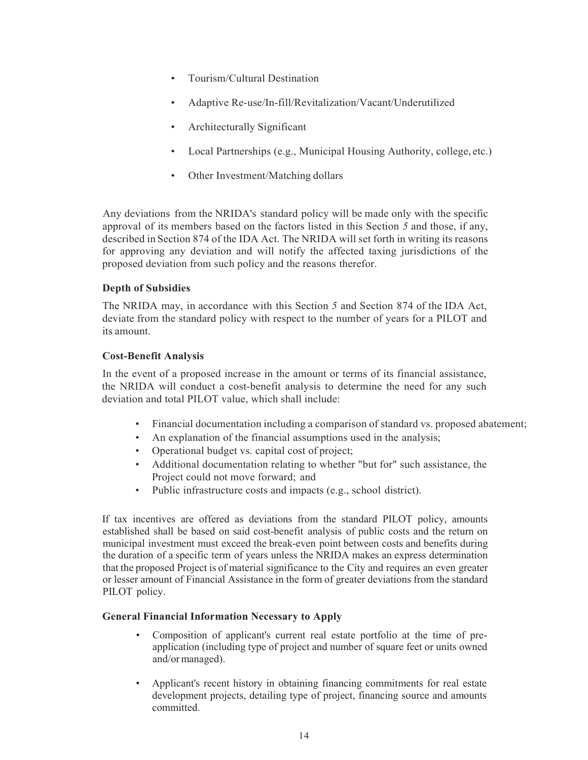- Tourism/Cultural Destination
- Adaptive Re-use/In-fill/Revitalization/Vacant/Underutilized
- Architecturally Significant
- Local Partnerships (e.g., Municipal Housing Authority, college, etc.)
- Other Investment/Matching dollars

Any deviations from the NRIDA's standard policy will be made only with the specific approval of its members based on the factors listed in this Section *5* and those, if any, described in Section 874 of the IDA Act. The NRIDA will set forth in writing its reasons for approving any deviation and will notify the affected taxing jurisdictions of the proposed deviation from such policy and the reasons therefor.

**Depth of Subsidies**

The NRIDA may, in accordance with this Section *5* and Section 874 of the IDA Act, deviate from the standard policy with respect to the number of years for a PILOT and its amount.

**Cost-Benefit Analysis**

In the event of a proposed increase in the amount or terms of its financial assistance, the NRIDA will conduct a cost-benefit analysis to determine the need for any such deviation and total PILOT value, which shall include:

- Financial documentation including a comparison of standard vs. proposed abatement;
- An explanation of the financial assumptions used in the analysis;
- Operational budget vs. capital cost of project;
- Additional documentation relating to whether "but for" such assistance, the Project could not move forward; and
- Public infrastructure costs and impacts (e.g., school district).

If tax incentives are offered as deviations from the standard PILOT policy, amounts established shall be based on said cost-benefit analysis of public costs and the return on municipal investment must exceed the break-even point between costs and benefits during the duration of a specific term of years unless the NRIDA makes an express determination that the proposed Project is of material significance to the City and requires an even greater or lesser amount of Financial Assistance in the form of greater deviations from the standard PILOT policy.

**General Financial Information Necessary to Apply**

- Composition of applicant's current real estate portfolio at the time of pre-application (including type of project and number of square feet or units owned and/or managed).
- Applicant's recent history in obtaining financing commitments for real estate development projects, detailing type of project, financing source and amounts committed.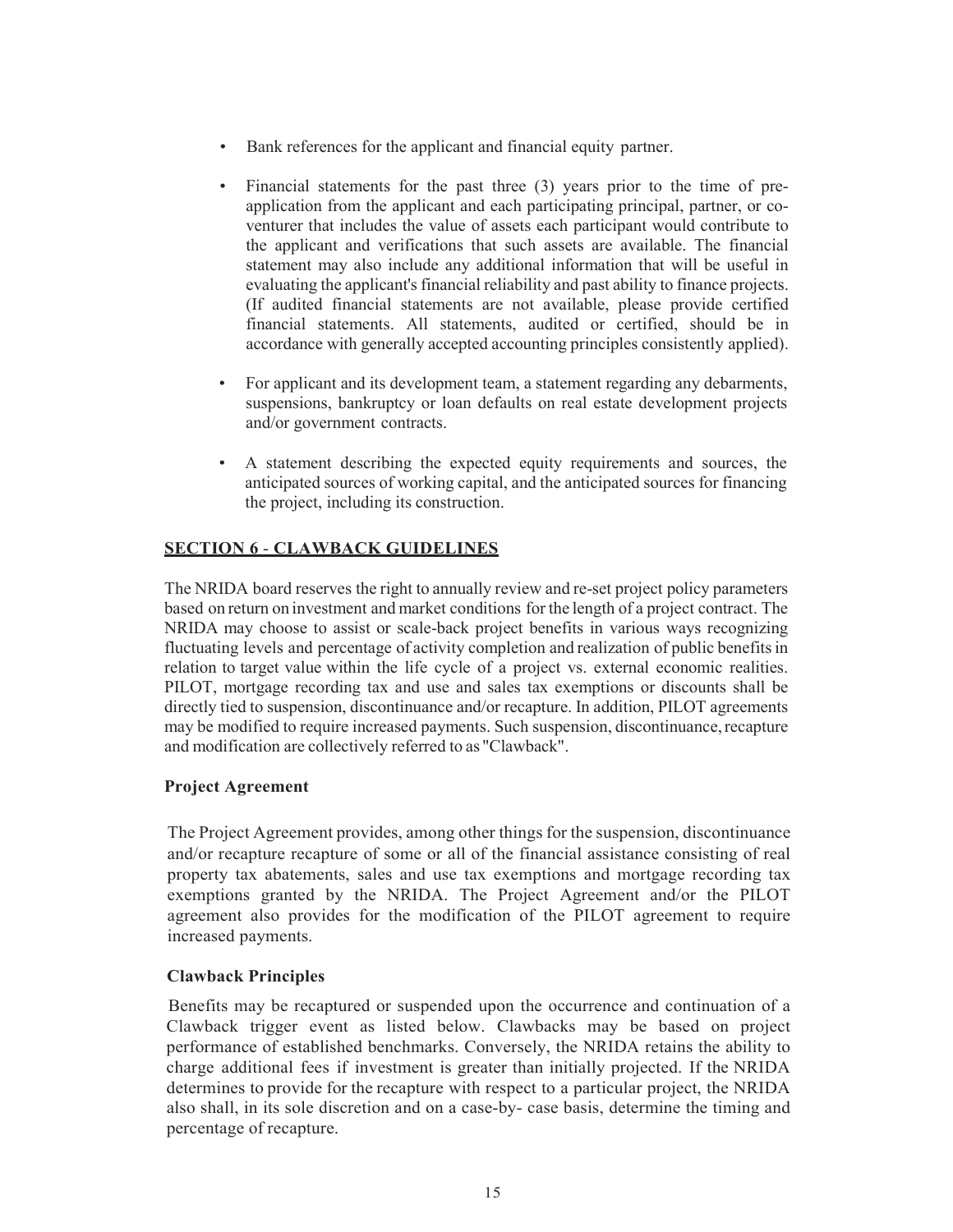- Bank references for the applicant and financial equity partner.

- Financial statements for the past three (3) years prior to the time of pre-application from the applicant and each participating principal, partner, or co-venturer that includes the value of assets each participant would contribute to the applicant and verifications that such assets are available. The financial statement may also include any additional information that will be useful in evaluating the applicant's financial reliability and past ability to finance projects. (If audited financial statements are not available, please provide certified financial statements. All statements, audited or certified, should be in accordance with generally accepted accounting principles consistently applied).

- For applicant and its development team, a statement regarding any debarments, suspensions, bankruptcy or loan defaults on real estate development projects and/or government contracts.

- A statement describing the expected equity requirements and sources, the anticipated sources of working capital, and the anticipated sources for financing the project, including its construction.

## SECTION 6 - CLAWBACK GUIDELINES

The NRIDA board reserves the right to annually review and re-set project policy parameters based on return on investment and market conditions for the length of a project contract. The NRIDA may choose to assist or scale-back project benefits in various ways recognizing fluctuating levels and percentage of activity completion and realization of public benefits in relation to target value within the life cycle of a project vs. external economic realities. PILOT, mortgage recording tax and use and sales tax exemptions or discounts shall be directly tied to suspension, discontinuance and/or recapture. In addition, PILOT agreements may be modified to require increased payments. Such suspension, discontinuance, recapture and modification are collectively referred to as "Clawback".

### Project Agreement

The Project Agreement provides, among other things for the suspension, discontinuance and/or recapture recapture of some or all of the financial assistance consisting of real property tax abatements, sales and use tax exemptions and mortgage recording tax exemptions granted by the NRIDA. The Project Agreement and/or the PILOT agreement also provides for the modification of the PILOT agreement to require increased payments.

### Clawback Principles

Benefits may be recaptured or suspended upon the occurrence and continuation of a Clawback trigger event as listed below. Clawbacks may be based on project performance of established benchmarks. Conversely, the NRIDA retains the ability to charge additional fees if investment is greater than initially projected. If the NRIDA determines to provide for the recapture with respect to a particular project, the NRIDA also shall, in its sole discretion and on a case-by- case basis, determine the timing and percentage of recapture.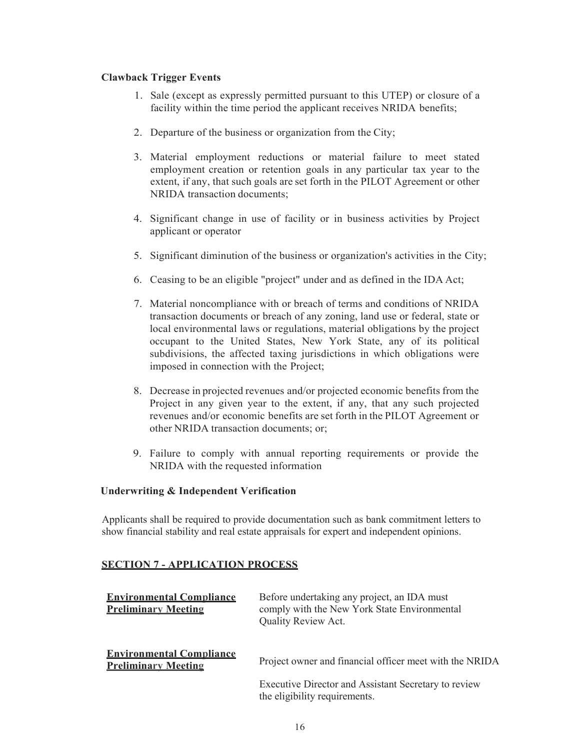**Clawback Trigger Events**

1. Sale (except as expressly permitted pursuant to this UTEP) or closure of a facility within the time period the applicant receives NRIDA benefits;

2. Departure of the business or organization from the City;

3. Material employment reductions or material failure to meet stated employment creation or retention goals in any particular tax year to the extent, if any, that such goals are set forth in the PILOT Agreement or other NRIDA transaction documents;

4. Significant change in use of facility or in business activities by Project applicant or operator

5. Significant diminution of the business or organization's activities in the City;

6. Ceasing to be an eligible "project" under and as defined in the IDA Act;

7. Material noncompliance with or breach of terms and conditions of NRIDA transaction documents or breach of any zoning, land use or federal, state or local environmental laws or regulations, material obligations by the project occupant to the United States, New York State, any of its political subdivisions, the affected taxing jurisdictions in which obligations were imposed in connection with the Project;

8. Decrease in projected revenues and/or projected economic benefits from the Project in any given year to the extent, if any, that any such projected revenues and/or economic benefits are set forth in the PILOT Agreement or other NRIDA transaction documents; or;

9. Failure to comply with annual reporting requirements or provide the NRIDA with the requested information

**Underwriting & Independent Verification**

Applicants shall be required to provide documentation such as bank commitment letters to show financial stability and real estate appraisals for expert and independent opinions.

## SECTION 7 - APPLICATION PROCESS

| | |
|---|---|
| **Environmental Compliance Preliminary Meeting** | Before undertaking any project, an IDA must comply with the New York State Environmental Quality Review Act. |
| **Environmental Compliance Preliminary Meeting** | Project owner and financial officer meet with the NRIDA Executive Director and Assistant Secretary to review the eligibility requirements. |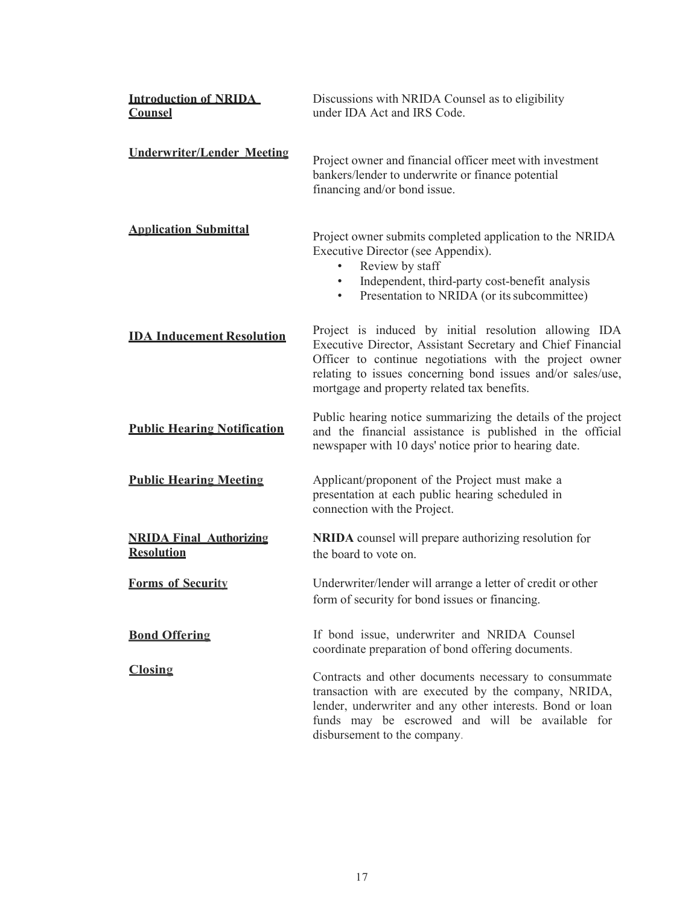**Introduction of NRIDA Counsel**

Discussions with NRIDA Counsel as to eligibility under IDA Act and IRS Code.

**Underwriter/Lender Meeting**

Project owner and financial officer meet with investment bankers/lender to underwrite or finance potential financing and/or bond issue.

**Application Submittal**

Project owner submits completed application to the NRIDA Executive Director (see Appendix).

- Review by staff
- Independent, third-party cost-benefit analysis
- Presentation to NRIDA (or its subcommittee)

**IDA Inducement Resolution**

Project is induced by initial resolution allowing IDA Executive Director, Assistant Secretary and Chief Financial Officer to continue negotiations with the project owner relating to issues concerning bond issues and/or sales/use, mortgage and property related tax benefits.

**Public Hearing Notification**

Public hearing notice summarizing the details of the project and the financial assistance is published in the official newspaper with 10 days' notice prior to hearing date.

**Public Hearing Meeting**

Applicant/proponent of the Project must make a presentation at each public hearing scheduled in connection with the Project.

**NRIDA Final Authorizing Resolution**

**NRIDA** counsel will prepare authorizing resolution for the board to vote on.

**Forms of Security**

Underwriter/lender will arrange a letter of credit or other form of security for bond issues or financing.

**Bond Offering**

If bond issue, underwriter and NRIDA Counsel coordinate preparation of bond offering documents.

**Closing**

Contracts and other documents necessary to consummate transaction with are executed by the company, NRIDA, lender, underwriter and any other interests. Bond or loan funds may be escrowed and will be available for disbursement to the company.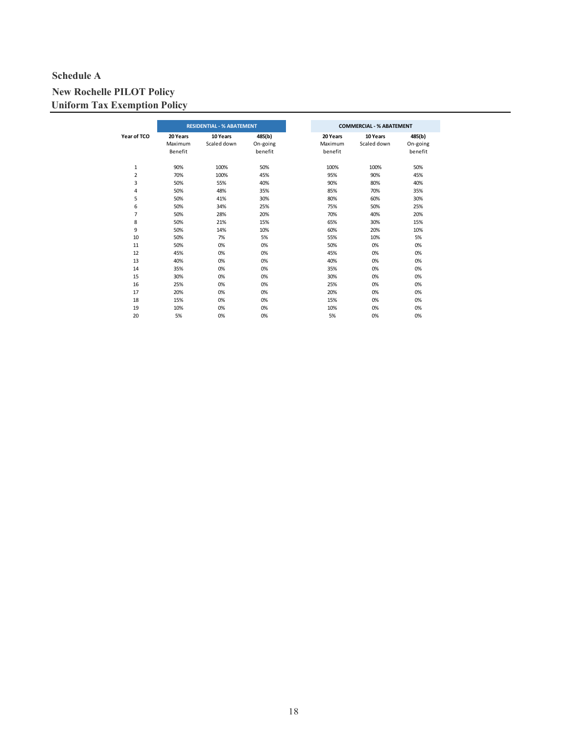## Schedule A

## New Rochelle PILOT Policy

## Uniform Tax Exemption Policy

| Year of TCO | RESIDENTIAL - % ABATEMENT | | | COMMERCIAL - % ABATEMENT | | |
|---|---|---|---|---|---|---|
| | **20 Years** Maximum Benefit | **10 Years** Scaled down | **485(b)** On-going benefit | **20 Years** Maximum benefit | **10 Years** Scaled down | **485(b)** On-going benefit |
| 1 | 90% | 100% | 50% | 100% | 100% | 50% |
| 2 | 70% | 100% | 45% | 95% | 90% | 45% |
| 3 | 50% | 55% | 40% | 90% | 80% | 40% |
| 4 | 50% | 48% | 35% | 85% | 70% | 35% |
| 5 | 50% | 41% | 30% | 80% | 60% | 30% |
| 6 | 50% | 34% | 25% | 75% | 50% | 25% |
| 7 | 50% | 28% | 20% | 70% | 40% | 20% |
| 8 | 50% | 21% | 15% | 65% | 30% | 15% |
| 9 | 50% | 14% | 10% | 60% | 20% | 10% |
| 10 | 50% | 7% | 5% | 55% | 10% | 5% |
| 11 | 50% | 0% | 0% | 50% | 0% | 0% |
| 12 | 45% | 0% | 0% | 45% | 0% | 0% |
| 13 | 40% | 0% | 0% | 40% | 0% | 0% |
| 14 | 35% | 0% | 0% | 35% | 0% | 0% |
| 15 | 30% | 0% | 0% | 30% | 0% | 0% |
| 16 | 25% | 0% | 0% | 25% | 0% | 0% |
| 17 | 20% | 0% | 0% | 20% | 0% | 0% |
| 18 | 15% | 0% | 0% | 15% | 0% | 0% |
| 19 | 10% | 0% | 0% | 10% | 0% | 0% |
| 20 | 5% | 0% | 0% | 5% | 0% | 0% |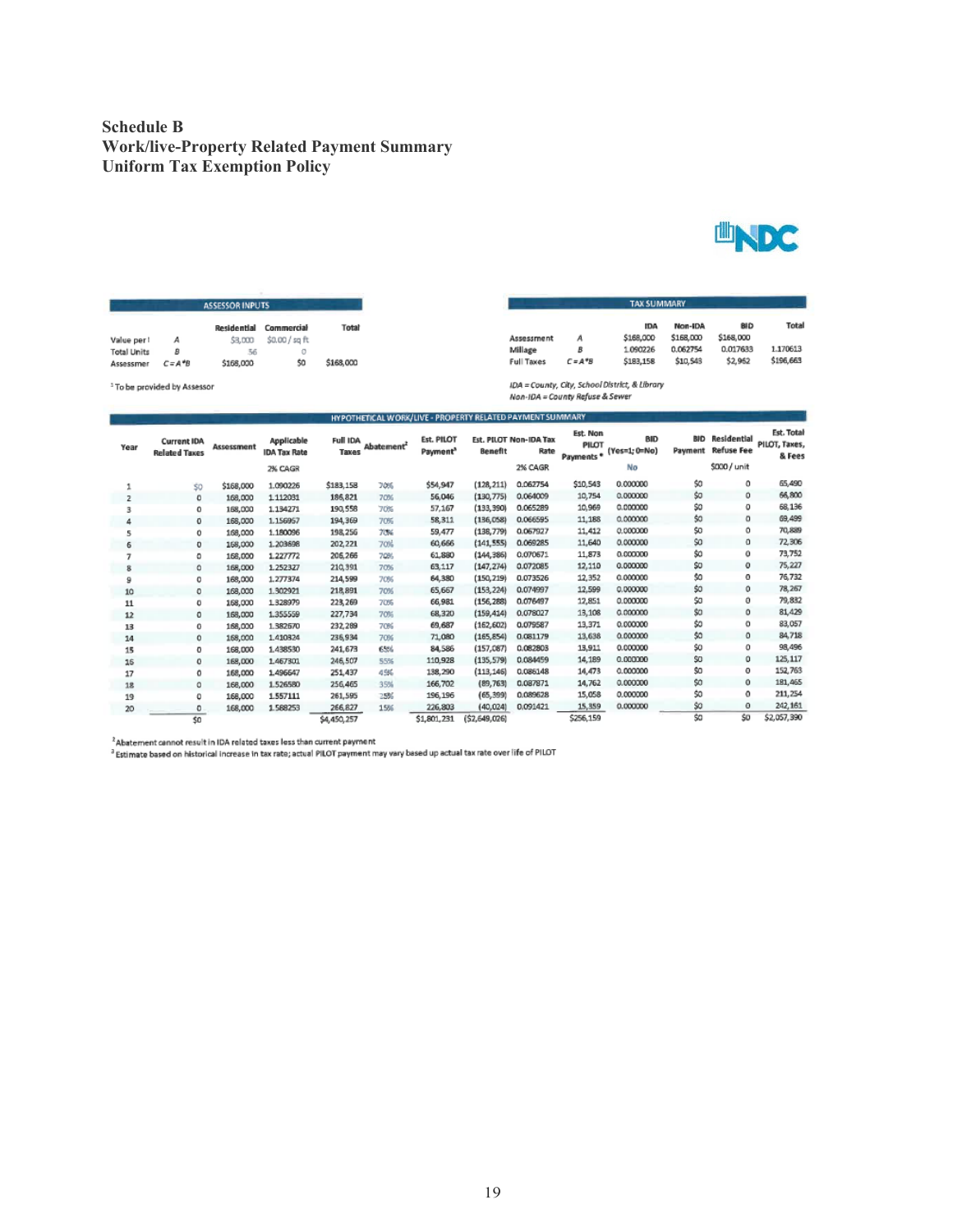**Schedule B**
**Work/live-Property Related Payment Summary**
**Uniform Tax Exemption Policy**

NDC

| ASSESSOR INPUTS | | | | |
|---|---|---|---|---|
| | | Residential | Commercial | Total |
| Value per[1] | A | $3,000 | $0.00 / sq ft | |
| Total Units | B | 56 | 0 | |
| Assessmer | C=A*B | $168,000 | $0 | $168,000 |

[1] To be provided by Assessor

| TAX SUMMARY | | | | | |
|---|---|---|---|---|---|
| | | IDA | Non-IDA | BID | Total |
| Assessment | A | $168,000 | $168,000 | $168,000 | |
| Millage | B | 1.090226 | 0.062754 | 0.017633 | 1.170613 |
| Full Taxes | C=A*B | $183,158 | $10,543 | $2,962 | $196,663 |

*IDA = County, City, School District, & Library*
*Non-IDA = County Refuse & Sewer*

**HYPOTHETICAL WORK/LIVE - PROPERTY RELATED PAYMENT SUMMARY**

| Year | Current IDA Related Taxes | Assessment | Applicable IDA Tax Rate | Full IDA Taxes | Abatement[2] | Est. PILOT Payment[3] | Est. PILOT Benefit | Non-IDA Tax Rate | Est. Non PILOT Payments * | BID (Yes=1; 0=No) | BID Payment | Residential Refuse Fee | Est. Total PILOT, Taxes, & Fees |
|---|---|---|---|---|---|---|---|---|---|---|---|---|---|
| | | | 2% CAGR | | | | | 2% CAGR | | No | | $000 / unit | |
| 1 | $0 | $168,000 | 1.090226 | $183,158 | 70% | $54,947 | (128,211) | 0.062754 | $10,543 | 0.000000 | $0 | 0 | 65,490 |
| 2 | 0 | 168,000 | 1.112031 | 186,821 | 70% | 56,046 | (130,775) | 0.064009 | 10,754 | 0.000000 | $0 | 0 | 66,800 |
| 3 | 0 | 168,000 | 1.134271 | 190,558 | 70% | 57,167 | (133,390) | 0.065289 | 10,969 | 0.000000 | $0 | 0 | 68,136 |
| 4 | 0 | 168,000 | 1.156957 | 194,369 | 70% | 58,311 | (136,058) | 0.066595 | 11,188 | 0.000000 | $0 | 0 | 69,499 |
| 5 | 0 | 168,000 | 1.180096 | 198,256 | 70% | 59,477 | (138,779) | 0.067927 | 11,412 | 0.000000 | $0 | 0 | 70,889 |
| 6 | 0 | 168,000 | 1.203698 | 202,221 | 70% | 60,666 | (141,555) | 0.069285 | 11,640 | 0.000000 | $0 | 0 | 72,306 |
| 7 | 0 | 168,000 | 1.227772 | 206,266 | 70% | 61,880 | (144,386) | 0.070671 | 11,873 | 0.000000 | $0 | 0 | 73,752 |
| 8 | 0 | 168,000 | 1.252327 | 210,391 | 70% | 63,117 | (147,274) | 0.072085 | 12,110 | 0.000000 | $0 | 0 | 75,227 |
| 9 | 0 | 168,000 | 1.277374 | 214,599 | 70% | 64,380 | (150,219) | 0.073526 | 12,352 | 0.000000 | $0 | 0 | 76,732 |
| 10 | 0 | 168,000 | 1.302921 | 218,891 | 70% | 65,667 | (153,224) | 0.074997 | 12,599 | 0.000000 | $0 | 0 | 78,267 |
| 11 | 0 | 168,000 | 1.328979 | 223,269 | 70% | 66,981 | (156,288) | 0.076497 | 12,851 | 0.000000 | $0 | 0 | 79,832 |
| 12 | 0 | 168,000 | 1.355559 | 227,734 | 70% | 68,320 | (159,414) | 0.078027 | 13,108 | 0.000000 | $0 | 0 | 81,429 |
| 13 | 0 | 168,000 | 1.382670 | 232,289 | 70% | 69,687 | (162,602) | 0.079587 | 13,371 | 0.000000 | $0 | 0 | 83,057 |
| 14 | 0 | 168,000 | 1.410324 | 236,934 | 70% | 71,080 | (165,854) | 0.081179 | 13,638 | 0.000000 | $0 | 0 | 84,718 |
| 15 | 0 | 168,000 | 1.438530 | 241,673 | 65% | 84,586 | (157,087) | 0.082803 | 13,911 | 0.000000 | $0 | 0 | 98,496 |
| 16 | 0 | 168,000 | 1.467301 | 246,507 | 55% | 110,928 | (135,579) | 0.084459 | 14,189 | 0.000000 | $0 | 0 | 125,117 |
| 17 | 0 | 168,000 | 1.496647 | 251,437 | 45% | 138,290 | (113,146) | 0.086148 | 14,473 | 0.000000 | $0 | 0 | 152,763 |
| 18 | 0 | 168,000 | 1.526580 | 256,465 | 35% | 166,702 | (89,763) | 0.087871 | 14,762 | 0.000000 | $0 | 0 | 181,465 |
| 19 | 0 | 168,000 | 1.557111 | 261,595 | 25% | 196,196 | (65,399) | 0.089628 | 15,058 | 0.000000 | $0 | 0 | 211,254 |
| 20 | 0 | 168,000 | 1.588253 | 266,827 | 15% | 226,803 | (40,024) | 0.091421 | 15,359 | 0.000000 | $0 | 0 | 242,161 |
| | $0 | | | $4,450,257 | | $1,801,231 | ($2,649,026) | | $256,159 | | $0 | $0 | $2,057,390 |

[2] Abatement cannot result in IDA related taxes less than current payment
[3] Estimate based on historical increase in tax rate; actual PILOT payment may vary based up actual tax rate over life of PILOT